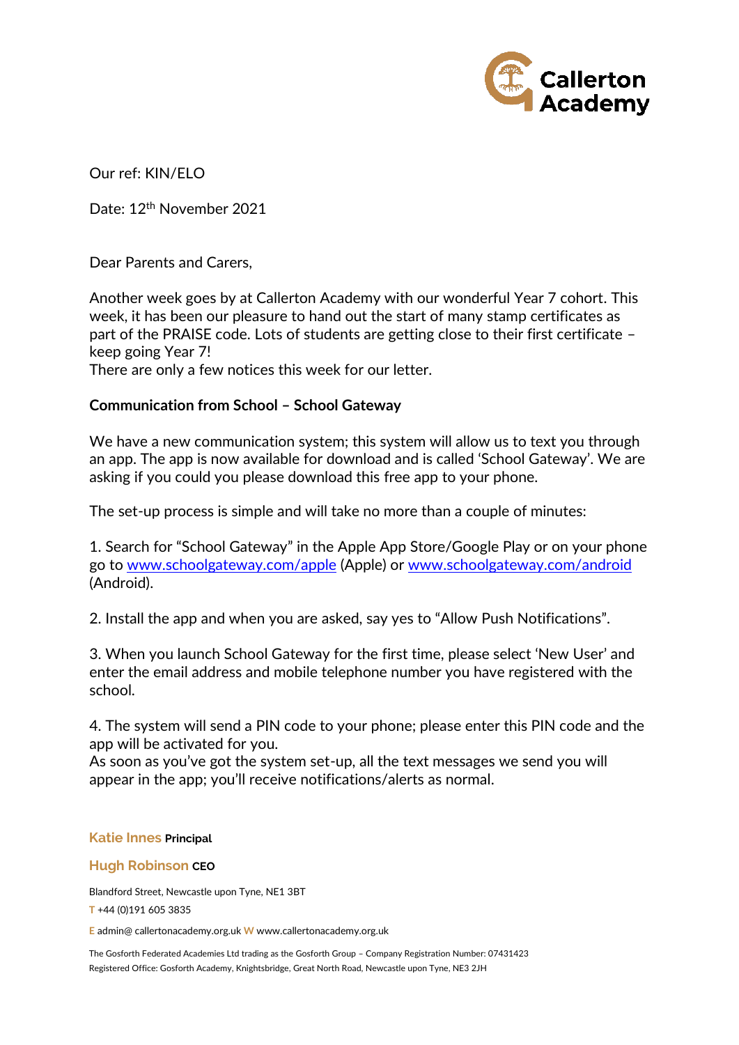Callerton Academy

Our ref: KIN/ELO

Date: 12th November 2021

Dear Parents and Carers,

Another week goes by at Callerton Academy with our wonderful Year 7 cohort. This week, it has been our pleasure to hand out the start of many stamp certificates as part of the PRAISE code. Lots of students are getting close to their first certificate – keep going Year 7!
There are only a few notices this week for our letter.

**Communication from School – School Gateway**

We have a new communication system; this system will allow us to text you through an app. The app is now available for download and is called 'School Gateway'. We are asking if you could you please download this free app to your phone.

The set-up process is simple and will take no more than a couple of minutes:

1. Search for "School Gateway" in the Apple App Store/Google Play or on your phone go to [www.schoolgateway.com/apple](www.schoolgateway.com/apple) (Apple) or [www.schoolgateway.com/android](www.schoolgateway.com/android) (Android).

2. Install the app and when you are asked, say yes to "Allow Push Notifications".

3. When you launch School Gateway for the first time, please select 'New User' and enter the email address and mobile telephone number you have registered with the school.

4. The system will send a PIN code to your phone; please enter this PIN code and the app will be activated for you.
As soon as you've got the system set-up, all the text messages we send you will appear in the app; you'll receive notifications/alerts as normal.

**Katie Innes** Principal

**Hugh Robinson** CEO

Blandford Street, Newcastle upon Tyne, NE1 3BT
T +44 (0)191 605 3835
E admin@ callertonacademy.org.uk W www.callertonacademy.org.uk

The Gosforth Federated Academies Ltd trading as the Gosforth Group – Company Registration Number: 07431423
Registered Office: Gosforth Academy, Knightsbridge, Great North Road, Newcastle upon Tyne, NE3 2JH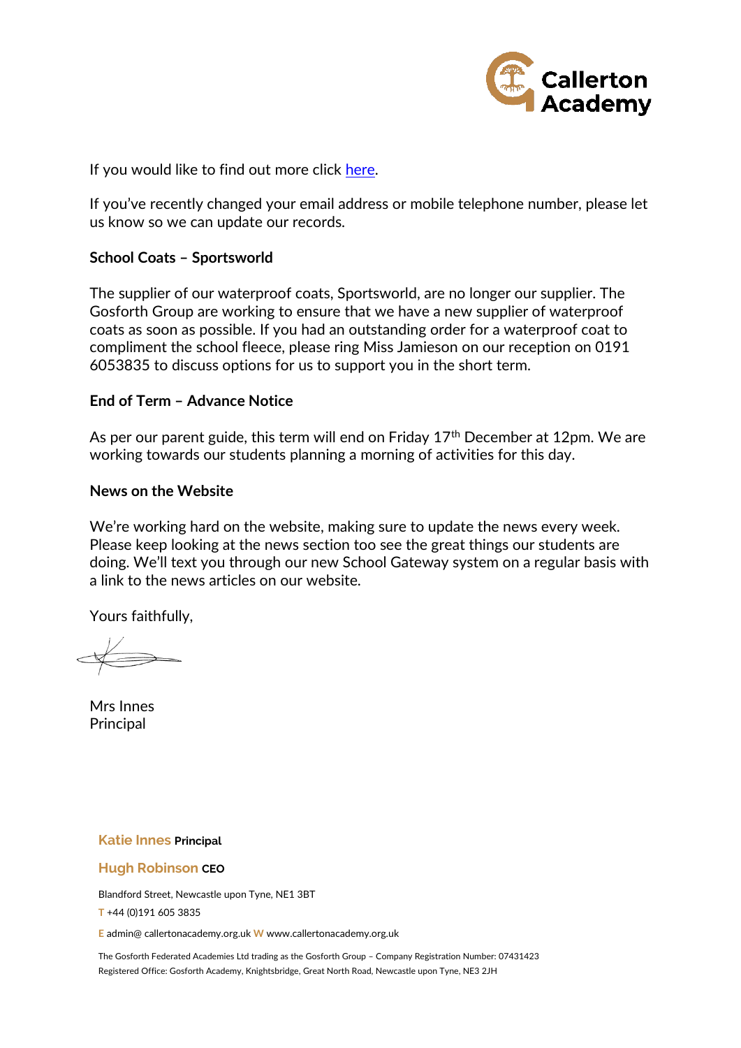If you would like to find out more click here.

If you've recently changed your email address or mobile telephone number, please let us know so we can update our records.

**School Coats – Sportsworld**

The supplier of our waterproof coats, Sportsworld, are no longer our supplier. The Gosforth Group are working to ensure that we have a new supplier of waterproof coats as soon as possible. If you had an outstanding order for a waterproof coat to compliment the school fleece, please ring Miss Jamieson on our reception on 0191 6053835 to discuss options for us to support you in the short term.

**End of Term – Advance Notice**

As per our parent guide, this term will end on Friday 17th December at 12pm. We are working towards our students planning a morning of activities for this day.

**News on the Website**

We're working hard on the website, making sure to update the news every week. Please keep looking at the news section too see the great things our students are doing. We'll text you through our new School Gateway system on a regular basis with a link to the news articles on our website.

Yours faithfully,

Mrs Innes
Principal

**Katie Innes** Principal

**Hugh Robinson** CEO

Blandford Street, Newcastle upon Tyne, NE1 3BT

T +44 (0)191 605 3835

E admin@ callertonacademy.org.uk W www.callertonacademy.org.uk

The Gosforth Federated Academies Ltd trading as the Gosforth Group – Company Registration Number: 07431423
Registered Office: Gosforth Academy, Knightsbridge, Great North Road, Newcastle upon Tyne, NE3 2JH